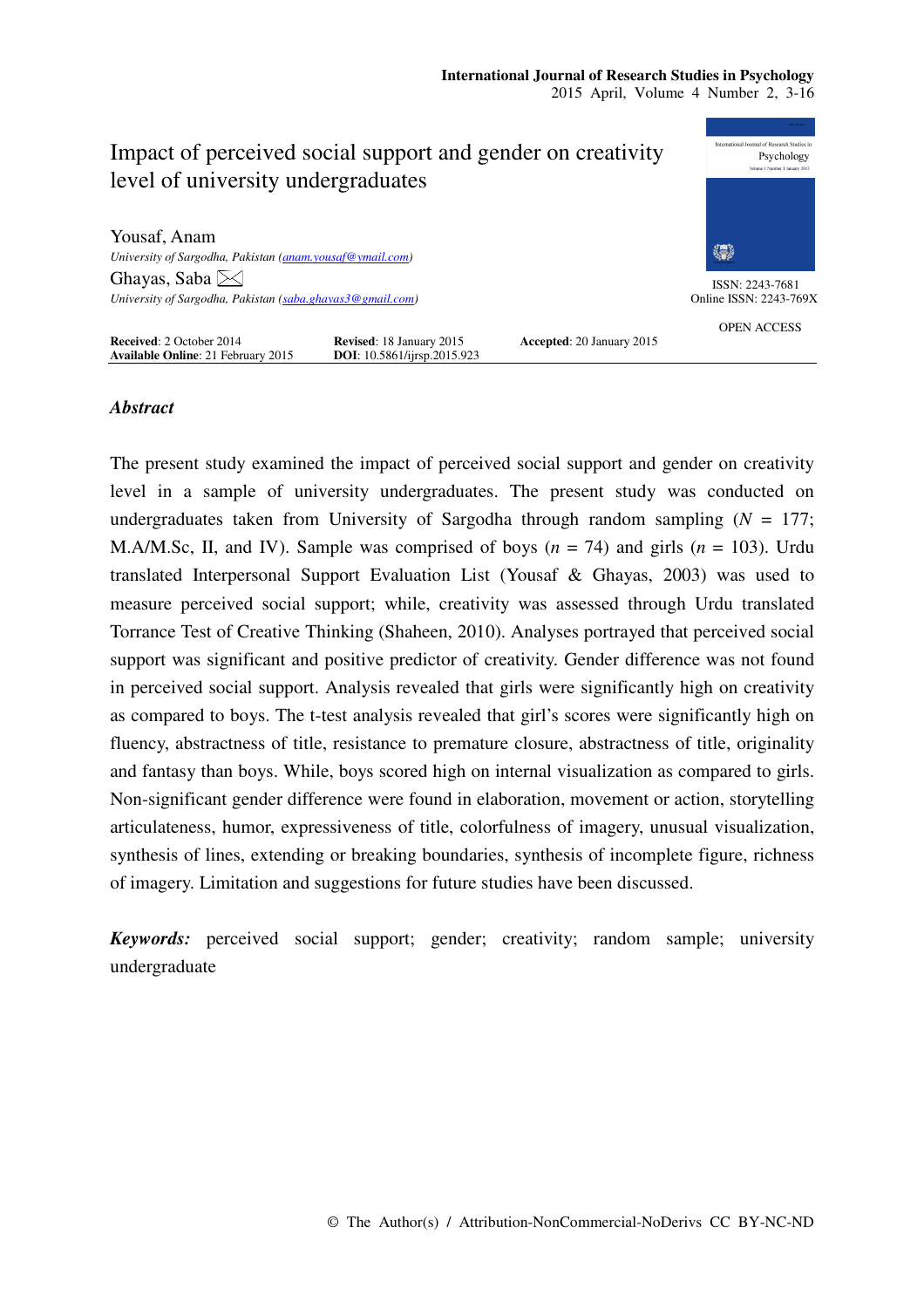# Impact of perceived social support and gender on creativity level of university undergraduates

Yousaf, Anam
*University of Sargodha, Pakistan (anam.yousaf@ymail.com)*

Ghayas, Saba
*University of Sargodha, Pakistan (saba.ghayas3@gmail.com)*

ISSN: 2243-7681
Online ISSN: 2243-769X

OPEN ACCESS

**Received**: 2 October 2014 **Revised**: 18 January 2015 **Accepted**: 20 January 2015
**Available Online**: 21 February 2015 **DOI**: 10.5861/ijrsp.2015.923

## *Abstract*

The present study examined the impact of perceived social support and gender on creativity level in a sample of university undergraduates. The present study was conducted on undergraduates taken from University of Sargodha through random sampling (*N* = 177; M.A/M.Sc, II, and IV). Sample was comprised of boys (*n* = 74) and girls (*n* = 103). Urdu translated Interpersonal Support Evaluation List (Yousaf & Ghayas, 2003) was used to measure perceived social support; while, creativity was assessed through Urdu translated Torrance Test of Creative Thinking (Shaheen, 2010). Analyses portrayed that perceived social support was significant and positive predictor of creativity. Gender difference was not found in perceived social support. Analysis revealed that girls were significantly high on creativity as compared to boys. The t-test analysis revealed that girl's scores were significantly high on fluency, abstractness of title, resistance to premature closure, abstractness of title, originality and fantasy than boys. While, boys scored high on internal visualization as compared to girls. Non-significant gender difference were found in elaboration, movement or action, storytelling articulateness, humor, expressiveness of title, colorfulness of imagery, unusual visualization, synthesis of lines, extending or breaking boundaries, synthesis of incomplete figure, richness of imagery. Limitation and suggestions for future studies have been discussed.

***Keywords:*** perceived social support; gender; creativity; random sample; university undergraduate

© The Author(s) / Attribution-NonCommercial-NoDerivs CC BY-NC-ND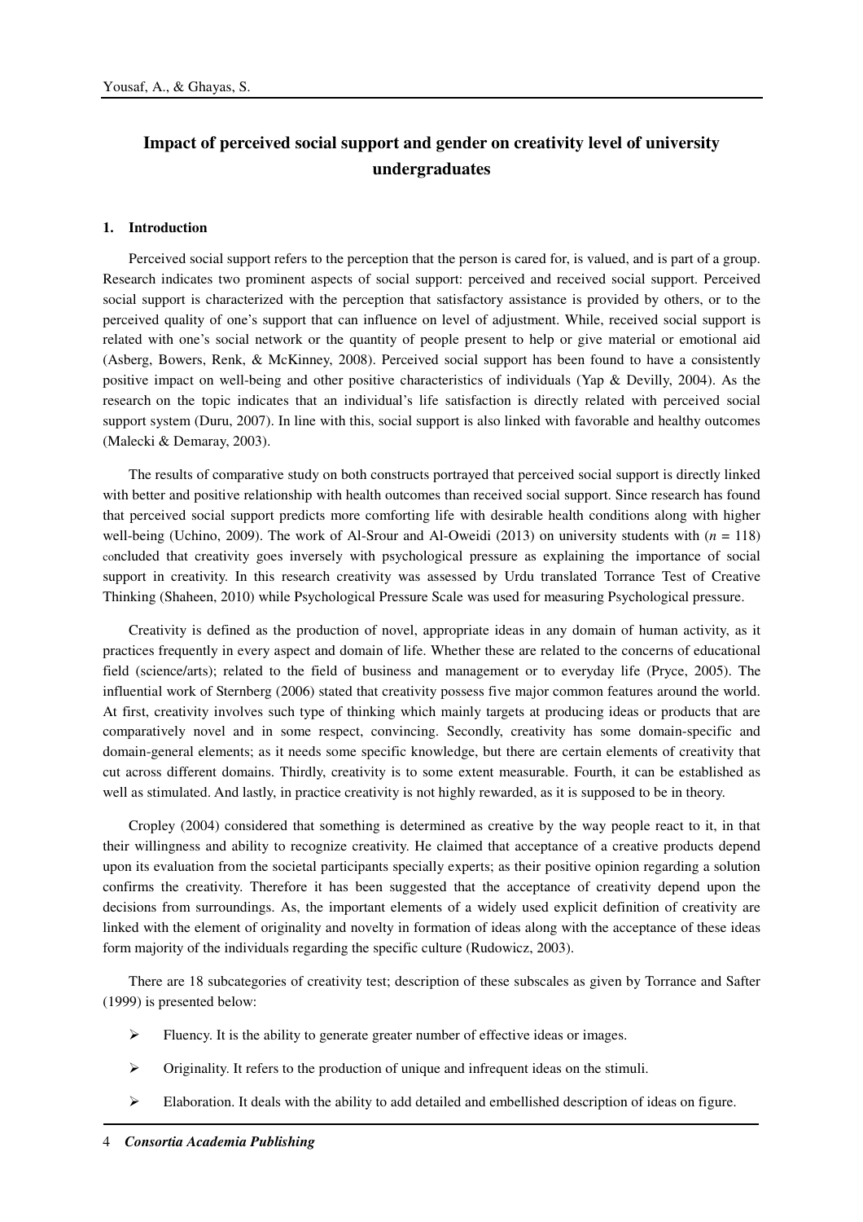## Impact of perceived social support and gender on creativity level of university undergraduates

### 1. Introduction

Perceived social support refers to the perception that the person is cared for, is valued, and is part of a group. Research indicates two prominent aspects of social support: perceived and received social support. Perceived social support is characterized with the perception that satisfactory assistance is provided by others, or to the perceived quality of one's support that can influence on level of adjustment. While, received social support is related with one's social network or the quantity of people present to help or give material or emotional aid (Asberg, Bowers, Renk, & McKinney, 2008). Perceived social support has been found to have a consistently positive impact on well-being and other positive characteristics of individuals (Yap & Devilly, 2004). As the research on the topic indicates that an individual's life satisfaction is directly related with perceived social support system (Duru, 2007). In line with this, social support is also linked with favorable and healthy outcomes (Malecki & Demaray, 2003).

The results of comparative study on both constructs portrayed that perceived social support is directly linked with better and positive relationship with health outcomes than received social support. Since research has found that perceived social support predicts more comforting life with desirable health conditions along with higher well-being (Uchino, 2009). The work of Al-Srour and Al-Oweidi (2013) on university students with (*n* = 118) concluded that creativity goes inversely with psychological pressure as explaining the importance of social support in creativity. In this research creativity was assessed by Urdu translated Torrance Test of Creative Thinking (Shaheen, 2010) while Psychological Pressure Scale was used for measuring Psychological pressure.

Creativity is defined as the production of novel, appropriate ideas in any domain of human activity, as it practices frequently in every aspect and domain of life. Whether these are related to the concerns of educational field (science/arts); related to the field of business and management or to everyday life (Pryce, 2005). The influential work of Sternberg (2006) stated that creativity possess five major common features around the world. At first, creativity involves such type of thinking which mainly targets at producing ideas or products that are comparatively novel and in some respect, convincing. Secondly, creativity has some domain-specific and domain-general elements; as it needs some specific knowledge, but there are certain elements of creativity that cut across different domains. Thirdly, creativity is to some extent measurable. Fourth, it can be established as well as stimulated. And lastly, in practice creativity is not highly rewarded, as it is supposed to be in theory.

Cropley (2004) considered that something is determined as creative by the way people react to it, in that their willingness and ability to recognize creativity. He claimed that acceptance of a creative products depend upon its evaluation from the societal participants specially experts; as their positive opinion regarding a solution confirms the creativity. Therefore it has been suggested that the acceptance of creativity depend upon the decisions from surroundings. As, the important elements of a widely used explicit definition of creativity are linked with the element of originality and novelty in formation of ideas along with the acceptance of these ideas form majority of the individuals regarding the specific culture (Rudowicz, 2003).

There are 18 subcategories of creativity test; description of these subscales as given by Torrance and Safter (1999) is presented below:

- Fluency. It is the ability to generate greater number of effective ideas or images.
- Originality. It refers to the production of unique and infrequent ideas on the stimuli.
- Elaboration. It deals with the ability to add detailed and embellished description of ideas on figure.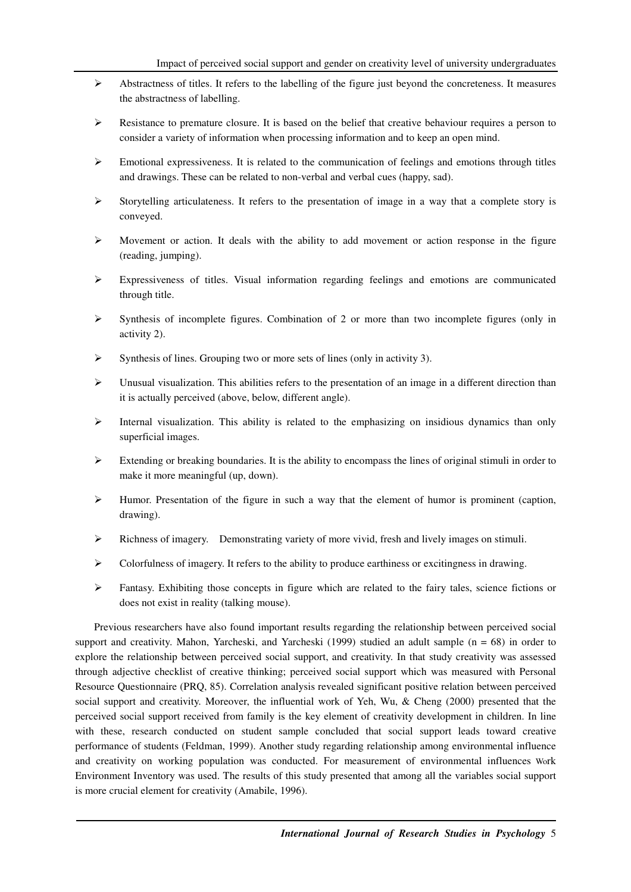- Abstractness of titles. It refers to the labelling of the figure just beyond the concreteness. It measures the abstractness of labelling.
- Resistance to premature closure. It is based on the belief that creative behaviour requires a person to consider a variety of information when processing information and to keep an open mind.
- Emotional expressiveness. It is related to the communication of feelings and emotions through titles and drawings. These can be related to non-verbal and verbal cues (happy, sad).
- Storytelling articulateness. It refers to the presentation of image in a way that a complete story is conveyed.
- Movement or action. It deals with the ability to add movement or action response in the figure (reading, jumping).
- Expressiveness of titles. Visual information regarding feelings and emotions are communicated through title.
- Synthesis of incomplete figures. Combination of 2 or more than two incomplete figures (only in activity 2).
- Synthesis of lines. Grouping two or more sets of lines (only in activity 3).
- Unusual visualization. This abilities refers to the presentation of an image in a different direction than it is actually perceived (above, below, different angle).
- Internal visualization. This ability is related to the emphasizing on insidious dynamics than only superficial images.
- Extending or breaking boundaries. It is the ability to encompass the lines of original stimuli in order to make it more meaningful (up, down).
- Humor. Presentation of the figure in such a way that the element of humor is prominent (caption, drawing).
- Richness of imagery. Demonstrating variety of more vivid, fresh and lively images on stimuli.
- Colorfulness of imagery. It refers to the ability to produce earthiness or excitingness in drawing.
- Fantasy. Exhibiting those concepts in figure which are related to the fairy tales, science fictions or does not exist in reality (talking mouse).

Previous researchers have also found important results regarding the relationship between perceived social support and creativity. Mahon, Yarcheski, and Yarcheski (1999) studied an adult sample (n = 68) in order to explore the relationship between perceived social support, and creativity. In that study creativity was assessed through adjective checklist of creative thinking; perceived social support which was measured with Personal Resource Questionnaire (PRQ, 85). Correlation analysis revealed significant positive relation between perceived social support and creativity. Moreover, the influential work of Yeh, Wu, & Cheng (2000) presented that the perceived social support received from family is the key element of creativity development in children. In line with these, research conducted on student sample concluded that social support leads toward creative performance of students (Feldman, 1999). Another study regarding relationship among environmental influence and creativity on working population was conducted. For measurement of environmental influences Work Environment Inventory was used. The results of this study presented that among all the variables social support is more crucial element for creativity (Amabile, 1996).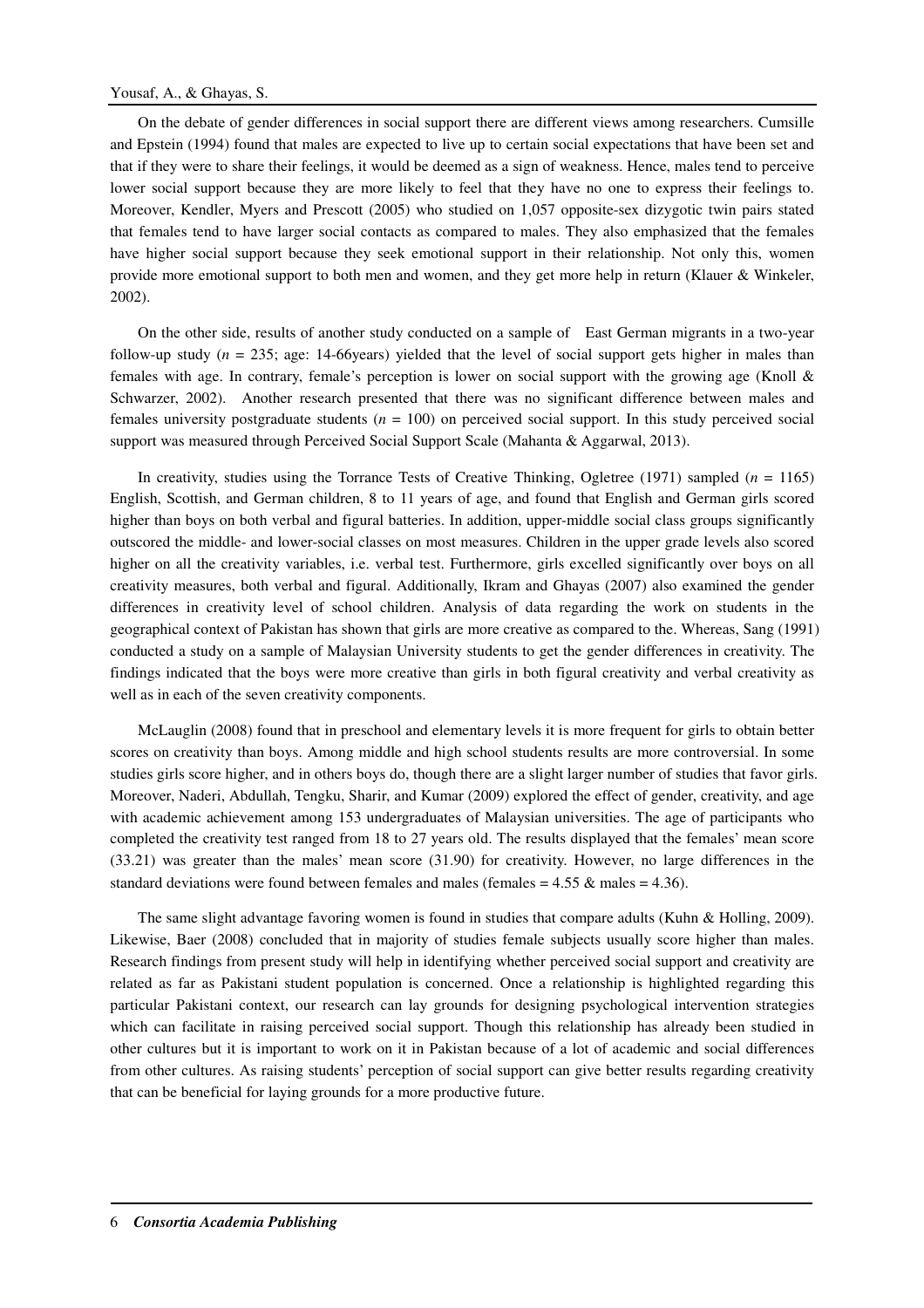On the debate of gender differences in social support there are different views among researchers. Cumsille and Epstein (1994) found that males are expected to live up to certain social expectations that have been set and that if they were to share their feelings, it would be deemed as a sign of weakness. Hence, males tend to perceive lower social support because they are more likely to feel that they have no one to express their feelings to. Moreover, Kendler, Myers and Prescott (2005) who studied on 1,057 opposite-sex dizygotic twin pairs stated that females tend to have larger social contacts as compared to males. They also emphasized that the females have higher social support because they seek emotional support in their relationship. Not only this, women provide more emotional support to both men and women, and they get more help in return (Klauer & Winkeler, 2002).

On the other side, results of another study conducted on a sample of East German migrants in a two-year follow-up study (*n* = 235; age: 14-66years) yielded that the level of social support gets higher in males than females with age. In contrary, female's perception is lower on social support with the growing age (Knoll & Schwarzer, 2002). Another research presented that there was no significant difference between males and females university postgraduate students (*n* = 100) on perceived social support. In this study perceived social support was measured through Perceived Social Support Scale (Mahanta & Aggarwal, 2013).

In creativity, studies using the Torrance Tests of Creative Thinking, Ogletree (1971) sampled (*n* = 1165) English, Scottish, and German children, 8 to 11 years of age, and found that English and German girls scored higher than boys on both verbal and figural batteries. In addition, upper-middle social class groups significantly outscored the middle- and lower-social classes on most measures. Children in the upper grade levels also scored higher on all the creativity variables, i.e. verbal test. Furthermore, girls excelled significantly over boys on all creativity measures, both verbal and figural. Additionally, Ikram and Ghayas (2007) also examined the gender differences in creativity level of school children. Analysis of data regarding the work on students in the geographical context of Pakistan has shown that girls are more creative as compared to the. Whereas, Sang (1991) conducted a study on a sample of Malaysian University students to get the gender differences in creativity. The findings indicated that the boys were more creative than girls in both figural creativity and verbal creativity as well as in each of the seven creativity components.

McLauglin (2008) found that in preschool and elementary levels it is more frequent for girls to obtain better scores on creativity than boys. Among middle and high school students results are more controversial. In some studies girls score higher, and in others boys do, though there are a slight larger number of studies that favor girls. Moreover, Naderi, Abdullah, Tengku, Sharir, and Kumar (2009) explored the effect of gender, creativity, and age with academic achievement among 153 undergraduates of Malaysian universities. The age of participants who completed the creativity test ranged from 18 to 27 years old. The results displayed that the females' mean score (33.21) was greater than the males' mean score (31.90) for creativity. However, no large differences in the standard deviations were found between females and males (females = 4.55 & males = 4.36).

The same slight advantage favoring women is found in studies that compare adults (Kuhn & Holling, 2009). Likewise, Baer (2008) concluded that in majority of studies female subjects usually score higher than males. Research findings from present study will help in identifying whether perceived social support and creativity are related as far as Pakistani student population is concerned. Once a relationship is highlighted regarding this particular Pakistani context, our research can lay grounds for designing psychological intervention strategies which can facilitate in raising perceived social support. Though this relationship has already been studied in other cultures but it is important to work on it in Pakistan because of a lot of academic and social differences from other cultures. As raising students' perception of social support can give better results regarding creativity that can be beneficial for laying grounds for a more productive future.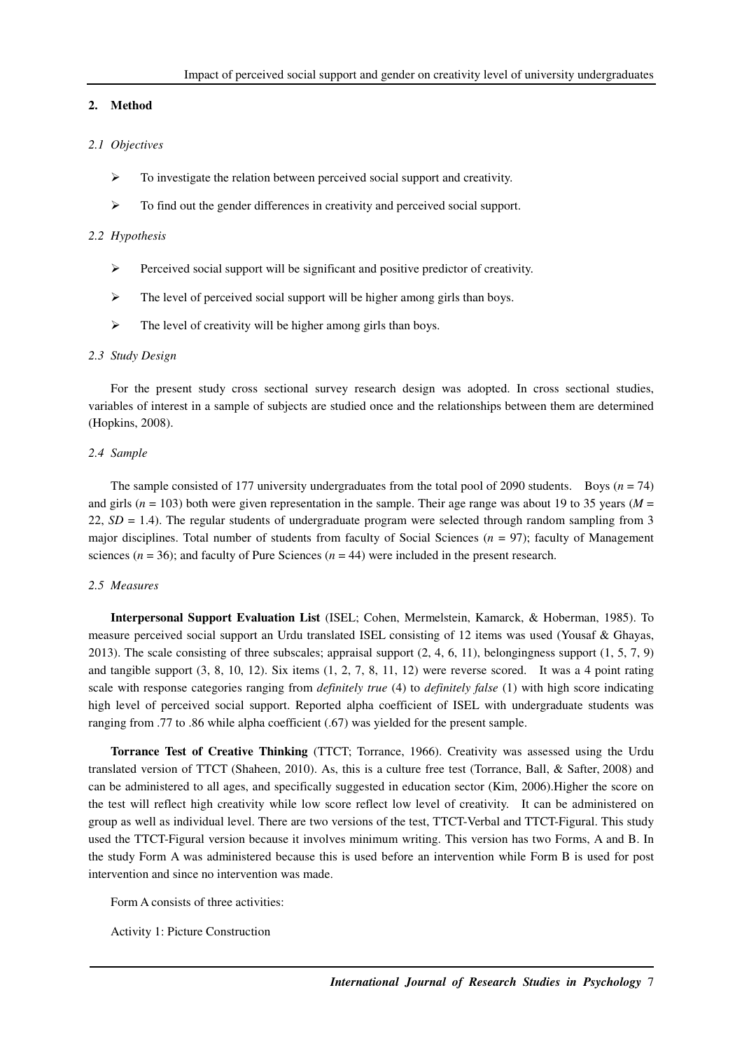## 2. Method

### *2.1 Objectives*

- To investigate the relation between perceived social support and creativity.
- To find out the gender differences in creativity and perceived social support.

### *2.2 Hypothesis*

- Perceived social support will be significant and positive predictor of creativity.
- The level of perceived social support will be higher among girls than boys.
- The level of creativity will be higher among girls than boys.

### *2.3 Study Design*

For the present study cross sectional survey research design was adopted. In cross sectional studies, variables of interest in a sample of subjects are studied once and the relationships between them are determined (Hopkins, 2008).

### *2.4 Sample*

The sample consisted of 177 university undergraduates from the total pool of 2090 students. Boys ($n = 74$) and girls ($n = 103$) both were given representation in the sample. Their age range was about 19 to 35 years ($M = 22$, $SD = 1.4$). The regular students of undergraduate program were selected through random sampling from 3 major disciplines. Total number of students from faculty of Social Sciences ($n = 97$); faculty of Management sciences ($n = 36$); and faculty of Pure Sciences ($n = 44$) were included in the present research.

### *2.5 Measures*

**Interpersonal Support Evaluation List** (ISEL; Cohen, Mermelstein, Kamarck, & Hoberman, 1985). To measure perceived social support an Urdu translated ISEL consisting of 12 items was used (Yousaf & Ghayas, 2013). The scale consisting of three subscales; appraisal support (2, 4, 6, 11), belongingness support (1, 5, 7, 9) and tangible support (3, 8, 10, 12). Six items (1, 2, 7, 8, 11, 12) were reverse scored. It was a 4 point rating scale with response categories ranging from *definitely true* (4) to *definitely false* (1) with high score indicating high level of perceived social support. Reported alpha coefficient of ISEL with undergraduate students was ranging from .77 to .86 while alpha coefficient (.67) was yielded for the present sample.

**Torrance Test of Creative Thinking** (TTCT; Torrance, 1966). Creativity was assessed using the Urdu translated version of TTCT (Shaheen, 2010). As, this is a culture free test (Torrance, Ball, & Safter, 2008) and can be administered to all ages, and specifically suggested in education sector (Kim, 2006).Higher the score on the test will reflect high creativity while low score reflect low level of creativity. It can be administered on group as well as individual level. There are two versions of the test, TTCT-Verbal and TTCT-Figural. This study used the TTCT-Figural version because it involves minimum writing. This version has two Forms, A and B. In the study Form A was administered because this is used before an intervention while Form B is used for post intervention and since no intervention was made.

Form A consists of three activities:

Activity 1: Picture Construction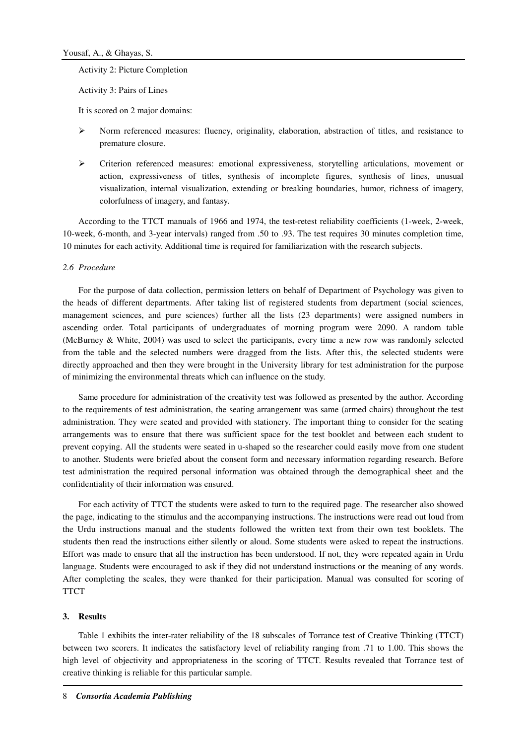Activity 2: Picture Completion

Activity 3: Pairs of Lines

It is scored on 2 major domains:

- Norm referenced measures: fluency, originality, elaboration, abstraction of titles, and resistance to premature closure.
- Criterion referenced measures: emotional expressiveness, storytelling articulations, movement or action, expressiveness of titles, synthesis of incomplete figures, synthesis of lines, unusual visualization, internal visualization, extending or breaking boundaries, humor, richness of imagery, colorfulness of imagery, and fantasy.

According to the TTCT manuals of 1966 and 1974, the test-retest reliability coefficients (1-week, 2-week, 10-week, 6-month, and 3-year intervals) ranged from .50 to .93. The test requires 30 minutes completion time, 10 minutes for each activity. Additional time is required for familiarization with the research subjects.

### *2.6 Procedure*

For the purpose of data collection, permission letters on behalf of Department of Psychology was given to the heads of different departments. After taking list of registered students from department (social sciences, management sciences, and pure sciences) further all the lists (23 departments) were assigned numbers in ascending order. Total participants of undergraduates of morning program were 2090. A random table (McBurney & White, 2004) was used to select the participants, every time a new row was randomly selected from the table and the selected numbers were dragged from the lists. After this, the selected students were directly approached and then they were brought in the University library for test administration for the purpose of minimizing the environmental threats which can influence on the study.

Same procedure for administration of the creativity test was followed as presented by the author. According to the requirements of test administration, the seating arrangement was same (armed chairs) throughout the test administration. They were seated and provided with stationery. The important thing to consider for the seating arrangements was to ensure that there was sufficient space for the test booklet and between each student to prevent copying. All the students were seated in u-shaped so the researcher could easily move from one student to another. Students were briefed about the consent form and necessary information regarding research. Before test administration the required personal information was obtained through the demographical sheet and the confidentiality of their information was ensured.

For each activity of TTCT the students were asked to turn to the required page. The researcher also showed the page, indicating to the stimulus and the accompanying instructions. The instructions were read out loud from the Urdu instructions manual and the students followed the written text from their own test booklets. The students then read the instructions either silently or aloud. Some students were asked to repeat the instructions. Effort was made to ensure that all the instruction has been understood. If not, they were repeated again in Urdu language. Students were encouraged to ask if they did not understand instructions or the meaning of any words. After completing the scales, they were thanked for their participation. Manual was consulted for scoring of TTCT

## 3. Results

Table 1 exhibits the inter-rater reliability of the 18 subscales of Torrance test of Creative Thinking (TTCT) between two scorers. It indicates the satisfactory level of reliability ranging from .71 to 1.00. This shows the high level of objectivity and appropriateness in the scoring of TTCT. Results revealed that Torrance test of creative thinking is reliable for this particular sample.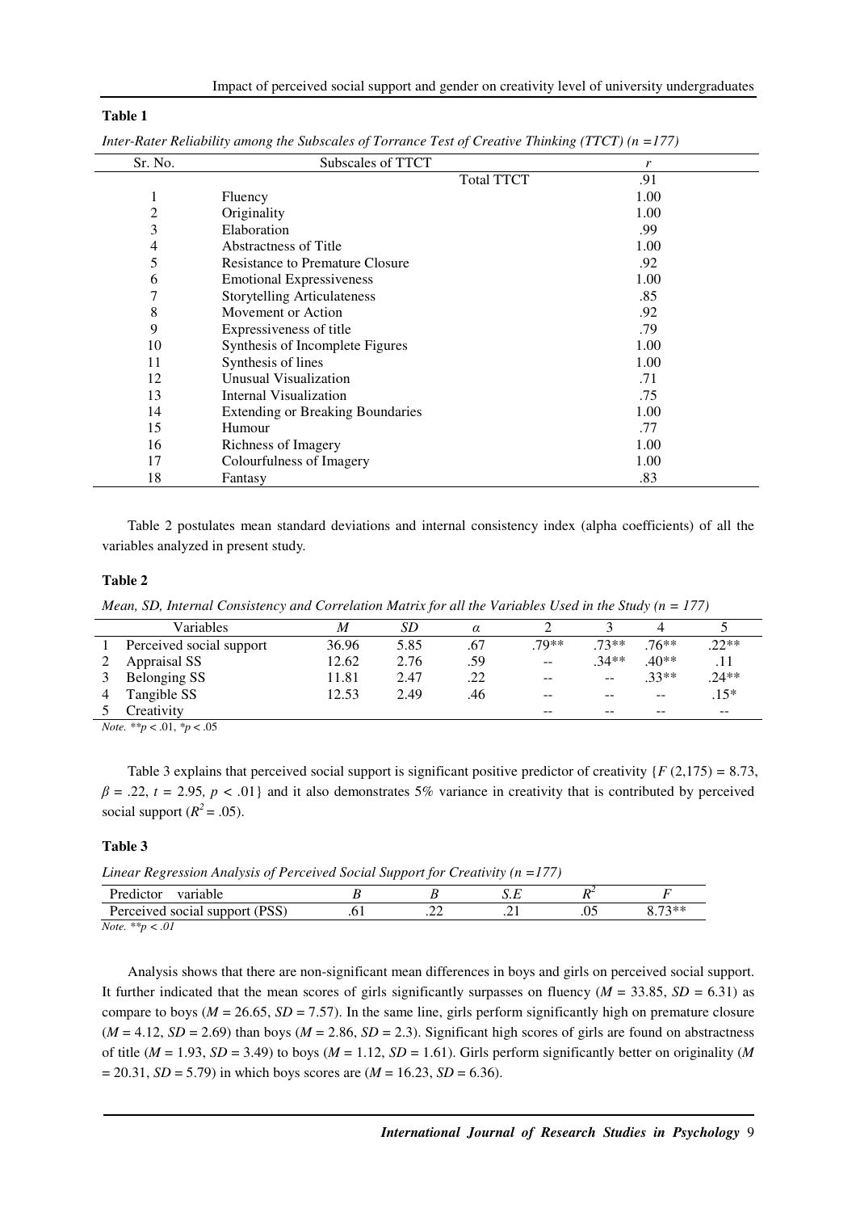**Table 1**

*Inter-Rater Reliability among the Subscales of Torrance Test of Creative Thinking (TTCT) (n =177)*

| Sr. No. | Subscales of TTCT | *r* |
|---|---|---|
| | Total TTCT | .91 |
| 1 | Fluency | 1.00 |
| 2 | Originality | 1.00 |
| 3 | Elaboration | .99 |
| 4 | Abstractness of Title | 1.00 |
| 5 | Resistance to Premature Closure | .92 |
| 6 | Emotional Expressiveness | 1.00 |
| 7 | Storytelling Articulateness | .85 |
| 8 | Movement or Action | .92 |
| 9 | Expressiveness of title | .79 |
| 10 | Synthesis of Incomplete Figures | 1.00 |
| 11 | Synthesis of lines | 1.00 |
| 12 | Unusual Visualization | .71 |
| 13 | Internal Visualization | .75 |
| 14 | Extending or Breaking Boundaries | 1.00 |
| 15 | Humour | .77 |
| 16 | Richness of Imagery | 1.00 |
| 17 | Colourfulness of Imagery | 1.00 |
| 18 | Fantasy | .83 |

Table 2 postulates mean standard deviations and internal consistency index (alpha coefficients) of all the variables analyzed in present study.

**Table 2**

*Mean, SD, Internal Consistency and Correlation Matrix for all the Variables Used in the Study (n = 177)*

| | Variables | *M* | *SD* | $\alpha$ | 2 | 3 | 4 | 5 |
|---|---|---|---|---|---|---|---|---|
| 1 | Perceived social support | 36.96 | 5.85 | .67 | .79** | .73** | .76** | .22** |
| 2 | Appraisal SS | 12.62 | 2.76 | .59 | -- | .34** | .40** | .11 |
| 3 | Belonging SS | 11.81 | 2.47 | .22 | -- | -- | .33** | .24** |
| 4 | Tangible SS | 12.53 | 2.49 | .46 | -- | -- | -- | .15* |
| 5 | Creativity | | | | -- | -- | -- | -- |

*Note.* $^{**}p < .01$, $^{*}p < .05$

Table 3 explains that perceived social support is significant positive predictor of creativity {$F$ (2,175) = 8.73, $\beta$ = .22, $t$ = 2.95, $p$ < .01} and it also demonstrates 5% variance in creativity that is contributed by perceived social support ($R^2$ = .05).

**Table 3**

*Linear Regression Analysis of Perceived Social Support for Creativity (n =177)*

| Predictor variable | *B* | *B* | *S.E* | $R^2$ | *F* |
|---|---|---|---|---|---|
| Perceived social support (PSS) | .61 | .22 | .21 | .05 | 8.73** |

*Note.* $^{**}p < .01$

Analysis shows that there are non-significant mean differences in boys and girls on perceived social support. It further indicated that the mean scores of girls significantly surpasses on fluency ($M$ = 33.85, $SD$ = 6.31) as compare to boys ($M$ = 26.65, $SD$ = 7.57). In the same line, girls perform significantly high on premature closure ($M$ = 4.12, $SD$ = 2.69) than boys ($M$ = 2.86, $SD$ = 2.3). Significant high scores of girls are found on abstractness of title ($M$ = 1.93, $SD$ = 3.49) to boys ($M$ = 1.12, $SD$ = 1.61). Girls perform significantly better on originality ($M$ = 20.31, $SD$ = 5.79) in which boys scores are ($M$ = 16.23, $SD$ = 6.36).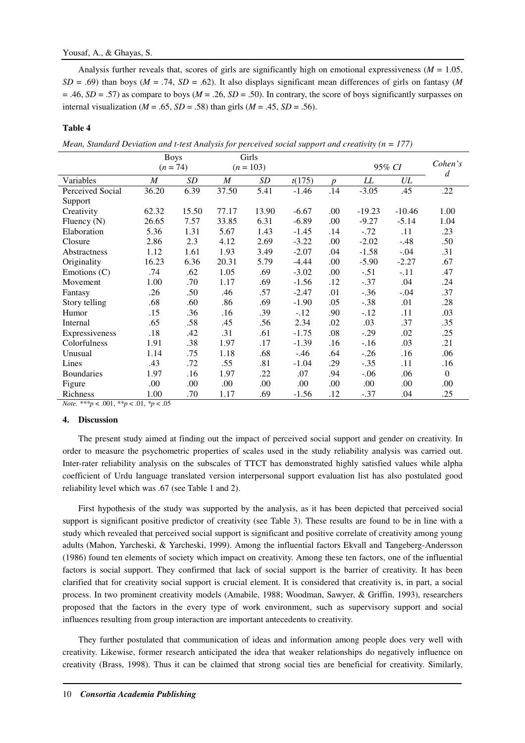Analysis further reveals that, scores of girls are significantly high on emotional expressiveness (*M* = 1.05, *SD* = .69) than boys (*M* = .74, *SD* = .62). It also displays significant mean differences of girls on fantasy (*M* = .46, *SD* = .57) as compare to boys (*M* = .26, *SD* = .50). In contrary, the score of boys significantly surpasses on internal visualization (*M* = .65, *SD* = .58) than girls (*M* = .45, *SD* = .56).

**Table 4**

*Mean, Standard Deviation and t-test Analysis for perceived social support and creativity (n = 177)*

| | Boys (*n* = 74) | | Girls (*n* = 103) | | | | 95% *CI* | | Cohen's *d* |
|---|---|---|---|---|---|---|---|---|---|
| Variables | *M* | *SD* | *M* | *SD* | *t*(175) | *p* | *LL* | *UL* | |
| Perceived Social Support | 36.20 | 6.39 | 37.50 | 5.41 | -1.46 | .14 | -3.05 | .45 | .22 |
| Creativity | 62.32 | 15.50 | 77.17 | 13.90 | -6.67 | .00 | -19.23 | -10.46 | 1.00 |
| Fluency (N) | 26.65 | 7.57 | 33.85 | 6.31 | -6.89 | .00 | -9.27 | -5.14 | 1.04 |
| Elaboration | 5.36 | 1.31 | 5.67 | 1.43 | -1.45 | .14 | -.72 | .11 | .23 |
| Closure | 2.86 | 2.3 | 4.12 | 2.69 | -3.22 | .00 | -2.02 | -.48 | .50 |
| Abstractness | 1.12 | 1.61 | 1.93 | 3.49 | -2.07 | .04 | -1.58 | -.04 | .31 |
| Originality | 16.23 | 6.36 | 20.31 | 5.79 | -4.44 | .00 | -5.90 | -2.27 | .67 |
| Emotions (C) | .74 | .62 | 1.05 | .69 | -3.02 | .00 | -.51 | -.11 | .47 |
| Movement | 1.00 | .70 | 1.17 | .69 | -1.56 | .12 | -.37 | .04 | .24 |
| Fantasy | .26 | .50 | .46 | .57 | -2.47 | .01 | -.36 | -.04 | .37 |
| Story telling | .68 | .60 | .86 | .69 | -1.90 | .05 | -.38 | .01 | .28 |
| Humor | .15 | .36 | .16 | .39 | -.12 | .90 | -.12 | .11 | .03 |
| Internal | .65 | .58 | .45 | .56 | 2.34 | .02 | .03 | .37 | .35 |
| Expressiveness | .18 | .42 | .31 | .61 | -1.75 | .08 | -.29 | .02 | .25 |
| Colorfulness | 1.91 | .38 | 1.97 | .17 | -1.39 | .16 | -.16 | .03 | .21 |
| Unusual | 1.14 | .75 | 1.18 | .68 | -.46 | .64 | -.26 | .16 | .06 |
| Lines | .43 | .72 | .55 | .81 | -1.04 | .29 | -.35 | .11 | .16 |
| Boundaries | 1.97 | .16 | 1.97 | .22 | .07 | .94 | -.06 | .06 | 0 |
| Figure | .00 | .00 | .00 | .00 | .00 | .00 | .00 | .00 | .00 |
| Richness | 1.00 | .70 | 1.17 | .69 | -1.56 | .12 | -.37 | .04 | .25 |

*Note.* ***$p < .001$, **$p < .01$, *$p < .05$

## 4. Discussion

The present study aimed at finding out the impact of perceived social support and gender on creativity. In order to measure the psychometric properties of scales used in the study reliability analysis was carried out. Inter-rater reliability analysis on the subscales of TTCT has demonstrated highly satisfied values while alpha coefficient of Urdu language translated version interpersonal support evaluation list has also postulated good reliability level which was .67 (see Table 1 and 2).

First hypothesis of the study was supported by the analysis, as it has been depicted that perceived social support is significant positive predictor of creativity (see Table 3). These results are found to be in line with a study which revealed that perceived social support is significant and positive correlate of creativity among young adults (Mahon, Yarcheski, & Yarcheski, 1999). Among the influential factors Ekvall and Tangeberg-Andersson (1986) found ten elements of society which impact on creativity. Among these ten factors, one of the influential factors is social support. They confirmed that lack of social support is the barrier of creativity. It has been clarified that for creativity social support is crucial element. It is considered that creativity is, in part, a social process. In two prominent creativity models (Amabile, 1988; Woodman, Sawyer, & Griffin, 1993), researchers proposed that the factors in the every type of work environment, such as supervisory support and social influences resulting from group interaction are important antecedents to creativity.

They further postulated that communication of ideas and information among people does very well with creativity. Likewise, former research anticipated the idea that weaker relationships do negatively influence on creativity (Brass, 1998). Thus it can be claimed that strong social ties are beneficial for creativity. Similarly,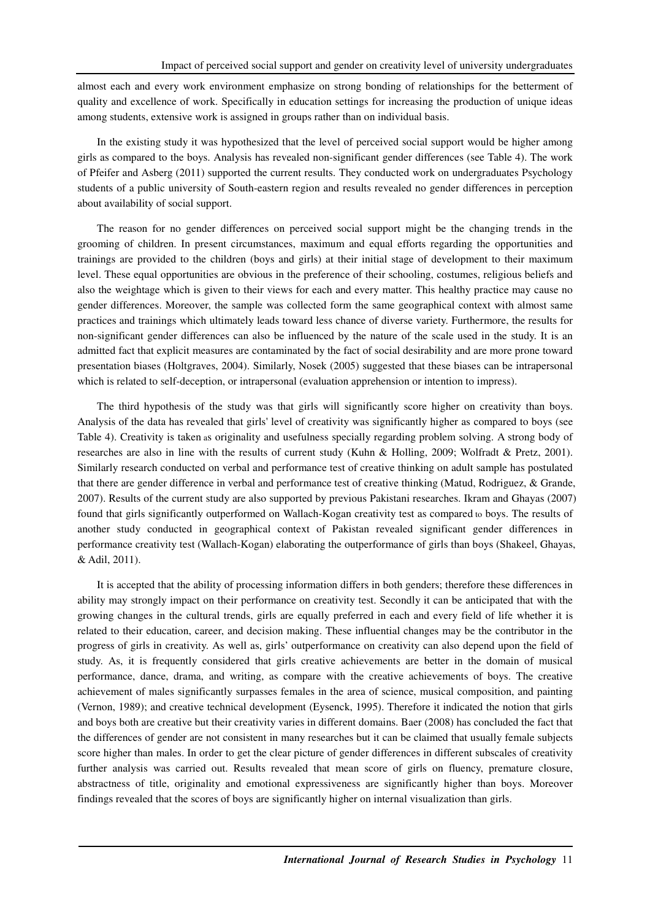almost each and every work environment emphasize on strong bonding of relationships for the betterment of quality and excellence of work. Specifically in education settings for increasing the production of unique ideas among students, extensive work is assigned in groups rather than on individual basis.

In the existing study it was hypothesized that the level of perceived social support would be higher among girls as compared to the boys. Analysis has revealed non-significant gender differences (see Table 4). The work of Pfeifer and Asberg (2011) supported the current results. They conducted work on undergraduates Psychology students of a public university of South-eastern region and results revealed no gender differences in perception about availability of social support.

The reason for no gender differences on perceived social support might be the changing trends in the grooming of children. In present circumstances, maximum and equal efforts regarding the opportunities and trainings are provided to the children (boys and girls) at their initial stage of development to their maximum level. These equal opportunities are obvious in the preference of their schooling, costumes, religious beliefs and also the weightage which is given to their views for each and every matter. This healthy practice may cause no gender differences. Moreover, the sample was collected form the same geographical context with almost same practices and trainings which ultimately leads toward less chance of diverse variety. Furthermore, the results for non-significant gender differences can also be influenced by the nature of the scale used in the study. It is an admitted fact that explicit measures are contaminated by the fact of social desirability and are more prone toward presentation biases (Holtgraves, 2004). Similarly, Nosek (2005) suggested that these biases can be intrapersonal which is related to self-deception, or intrapersonal (evaluation apprehension or intention to impress).

The third hypothesis of the study was that girls will significantly score higher on creativity than boys. Analysis of the data has revealed that girls' level of creativity was significantly higher as compared to boys (see Table 4). Creativity is taken as originality and usefulness specially regarding problem solving. A strong body of researches are also in line with the results of current study (Kuhn & Holling, 2009; Wolfradt & Pretz, 2001). Similarly research conducted on verbal and performance test of creative thinking on adult sample has postulated that there are gender difference in verbal and performance test of creative thinking (Matud, Rodriguez, & Grande, 2007). Results of the current study are also supported by previous Pakistani researches. Ikram and Ghayas (2007) found that girls significantly outperformed on Wallach-Kogan creativity test as compared to boys. The results of another study conducted in geographical context of Pakistan revealed significant gender differences in performance creativity test (Wallach-Kogan) elaborating the outperformance of girls than boys (Shakeel, Ghayas, & Adil, 2011).

It is accepted that the ability of processing information differs in both genders; therefore these differences in ability may strongly impact on their performance on creativity test. Secondly it can be anticipated that with the growing changes in the cultural trends, girls are equally preferred in each and every field of life whether it is related to their education, career, and decision making. These influential changes may be the contributor in the progress of girls in creativity. As well as, girls' outperformance on creativity can also depend upon the field of study. As, it is frequently considered that girls creative achievements are better in the domain of musical performance, dance, drama, and writing, as compare with the creative achievements of boys. The creative achievement of males significantly surpasses females in the area of science, musical composition, and painting (Vernon, 1989); and creative technical development (Eysenck, 1995). Therefore it indicated the notion that girls and boys both are creative but their creativity varies in different domains. Baer (2008) has concluded the fact that the differences of gender are not consistent in many researches but it can be claimed that usually female subjects score higher than males. In order to get the clear picture of gender differences in different subscales of creativity further analysis was carried out. Results revealed that mean score of girls on fluency, premature closure, abstractness of title, originality and emotional expressiveness are significantly higher than boys. Moreover findings revealed that the scores of boys are significantly higher on internal visualization than girls.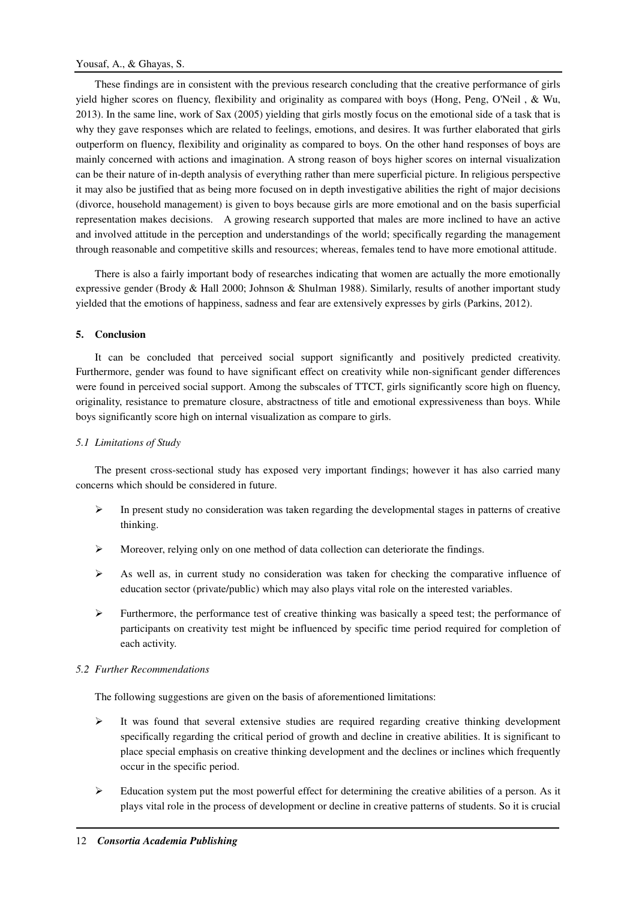These findings are in consistent with the previous research concluding that the creative performance of girls yield higher scores on fluency, flexibility and originality as compared with boys (Hong, Peng, O'Neil , & Wu, 2013). In the same line, work of Sax (2005) yielding that girls mostly focus on the emotional side of a task that is why they gave responses which are related to feelings, emotions, and desires. It was further elaborated that girls outperform on fluency, flexibility and originality as compared to boys. On the other hand responses of boys are mainly concerned with actions and imagination. A strong reason of boys higher scores on internal visualization can be their nature of in-depth analysis of everything rather than mere superficial picture. In religious perspective it may also be justified that as being more focused on in depth investigative abilities the right of major decisions (divorce, household management) is given to boys because girls are more emotional and on the basis superficial representation makes decisions. A growing research supported that males are more inclined to have an active and involved attitude in the perception and understandings of the world; specifically regarding the management through reasonable and competitive skills and resources; whereas, females tend to have more emotional attitude.

There is also a fairly important body of researches indicating that women are actually the more emotionally expressive gender (Brody & Hall 2000; Johnson & Shulman 1988). Similarly, results of another important study yielded that the emotions of happiness, sadness and fear are extensively expresses by girls (Parkins, 2012).

## 5. Conclusion

It can be concluded that perceived social support significantly and positively predicted creativity. Furthermore, gender was found to have significant effect on creativity while non-significant gender differences were found in perceived social support. Among the subscales of TTCT, girls significantly score high on fluency, originality, resistance to premature closure, abstractness of title and emotional expressiveness than boys. While boys significantly score high on internal visualization as compare to girls.

### *5.1 Limitations of Study*

The present cross-sectional study has exposed very important findings; however it has also carried many concerns which should be considered in future.

- In present study no consideration was taken regarding the developmental stages in patterns of creative thinking.
- Moreover, relying only on one method of data collection can deteriorate the findings.
- As well as, in current study no consideration was taken for checking the comparative influence of education sector (private/public) which may also plays vital role on the interested variables.
- Furthermore, the performance test of creative thinking was basically a speed test; the performance of participants on creativity test might be influenced by specific time period required for completion of each activity.

### *5.2 Further Recommendations*

The following suggestions are given on the basis of aforementioned limitations:

- It was found that several extensive studies are required regarding creative thinking development specifically regarding the critical period of growth and decline in creative abilities. It is significant to place special emphasis on creative thinking development and the declines or inclines which frequently occur in the specific period.
- Education system put the most powerful effect for determining the creative abilities of a person. As it plays vital role in the process of development or decline in creative patterns of students. So it is crucial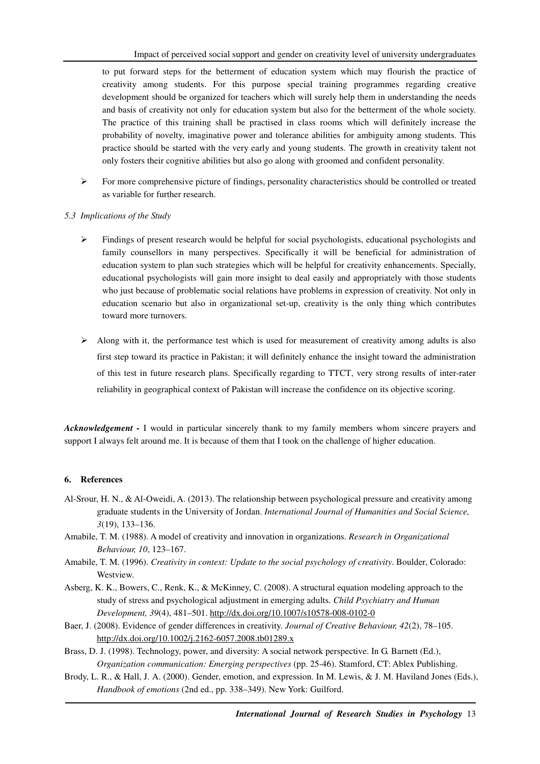to put forward steps for the betterment of education system which may flourish the practice of creativity among students. For this purpose special training programmes regarding creative development should be organized for teachers which will surely help them in understanding the needs and basis of creativity not only for education system but also for the betterment of the whole society. The practice of this training shall be practised in class rooms which will definitely increase the probability of novelty, imaginative power and tolerance abilities for ambiguity among students. This practice should be started with the very early and young students. The growth in creativity talent not only fosters their cognitive abilities but also go along with groomed and confident personality.

- For more comprehensive picture of findings, personality characteristics should be controlled or treated as variable for further research.

*5.3 Implications of the Study*

- Findings of present research would be helpful for social psychologists, educational psychologists and family counsellors in many perspectives. Specifically it will be beneficial for administration of education system to plan such strategies which will be helpful for creativity enhancements. Specially, educational psychologists will gain more insight to deal easily and appropriately with those students who just because of problematic social relations have problems in expression of creativity. Not only in education scenario but also in organizational set-up, creativity is the only thing which contributes toward more turnovers.

- Along with it, the performance test which is used for measurement of creativity among adults is also first step toward its practice in Pakistan; it will definitely enhance the insight toward the administration of this test in future research plans. Specifically regarding to TTCT, very strong results of inter-rater reliability in geographical context of Pakistan will increase the confidence on its objective scoring.

***Acknowledgement -*** I would in particular sincerely thank to my family members whom sincere prayers and support I always felt around me. It is because of them that I took on the challenge of higher education.

## 6. References

Al-Srour, H. N., & Al-Oweidi, A. (2013). The relationship between psychological pressure and creativity among graduate students in the University of Jordan. *International Journal of Humanities and Social Science, 3*(19), 133–136.

Amabile, T. M. (1988). A model of creativity and innovation in organizations. *Research in Organizational Behaviour, 10*, 123–167.

Amabile, T. M. (1996). *Creativity in context: Update to the social psychology of creativity*. Boulder, Colorado: Westview.

Asberg, K. K., Bowers, C., Renk, K., & McKinney, C. (2008). A structural equation modeling approach to the study of stress and psychological adjustment in emerging adults. *Child Psychiatry and Human Development, 39*(4), 481–501. http://dx.doi.org/10.1007/s10578-008-0102-0

Baer, J. (2008). Evidence of gender differences in creativity. *Journal of Creative Behaviour, 42*(2), 78–105. http://dx.doi.org/10.1002/j.2162-6057.2008.tb01289.x

Brass, D. J. (1998). Technology, power, and diversity: A social network perspective. In G. Barnett (Ed.), *Organization communication: Emerging perspectives* (pp. 25-46). Stamford, CT: Ablex Publishing.

Brody, L. R., & Hall, J. A. (2000). Gender, emotion, and expression. In M. Lewis, & J. M. Haviland Jones (Eds.), *Handbook of emotions* (2nd ed., pp. 338–349). New York: Guilford.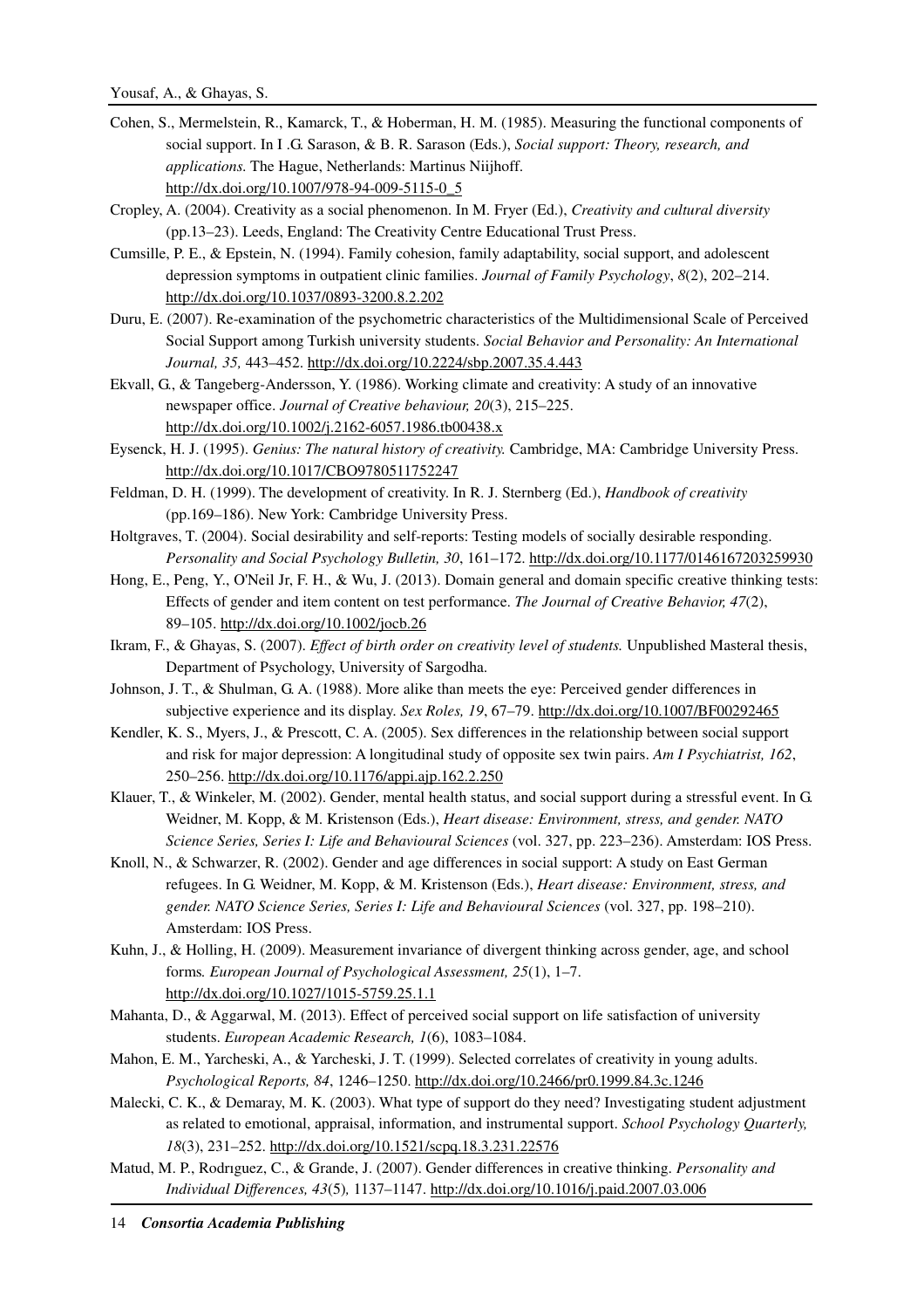Cohen, S., Mermelstein, R., Kamarck, T., & Hoberman, H. M. (1985). Measuring the functional components of social support. In I .G. Sarason, & B. R. Sarason (Eds.), *Social support: Theory, research, and applications.* The Hague, Netherlands: Martinus Niijhoff. http://dx.doi.org/10.1007/978-94-009-5115-0_5

Cropley, A. (2004). Creativity as a social phenomenon. In M. Fryer (Ed.), *Creativity and cultural diversity* (pp.13–23). Leeds, England: The Creativity Centre Educational Trust Press.

Cumsille, P. E., & Epstein, N. (1994). Family cohesion, family adaptability, social support, and adolescent depression symptoms in outpatient clinic families. *Journal of Family Psychology*, *8*(2), 202–214. http://dx.doi.org/10.1037/0893-3200.8.2.202

Duru, E. (2007). Re-examination of the psychometric characteristics of the Multidimensional Scale of Perceived Social Support among Turkish university students. *Social Behavior and Personality: An International Journal, 35,* 443–452. http://dx.doi.org/10.2224/sbp.2007.35.4.443

Ekvall, G., & Tangeberg-Andersson, Y. (1986). Working climate and creativity: A study of an innovative newspaper office. *Journal of Creative behaviour, 20*(3), 215–225. http://dx.doi.org/10.1002/j.2162-6057.1986.tb00438.x

Eysenck, H. J. (1995). *Genius: The natural history of creativity.* Cambridge, MA: Cambridge University Press. http://dx.doi.org/10.1017/CBO9780511752247

Feldman, D. H. (1999). The development of creativity. In R. J. Sternberg (Ed.), *Handbook of creativity* (pp.169–186). New York: Cambridge University Press.

Holtgraves, T. (2004). Social desirability and self-reports: Testing models of socially desirable responding. *Personality and Social Psychology Bulletin, 30*, 161–172. http://dx.doi.org/10.1177/0146167203259930

Hong, E., Peng, Y., O'Neil Jr, F. H., & Wu, J. (2013). Domain general and domain specific creative thinking tests: Effects of gender and item content on test performance. *The Journal of Creative Behavior, 47*(2), 89–105. http://dx.doi.org/10.1002/jocb.26

Ikram, F., & Ghayas, S. (2007). *Effect of birth order on creativity level of students.* Unpublished Masteral thesis, Department of Psychology, University of Sargodha.

Johnson, J. T., & Shulman, G. A. (1988). More alike than meets the eye: Perceived gender differences in subjective experience and its display. *Sex Roles, 19*, 67–79. http://dx.doi.org/10.1007/BF00292465

Kendler, K. S., Myers, J., & Prescott, C. A. (2005). Sex differences in the relationship between social support and risk for major depression: A longitudinal study of opposite sex twin pairs. *Am I Psychiatrist, 162*, 250–256. http://dx.doi.org/10.1176/appi.ajp.162.2.250

Klauer, T., & Winkeler, M. (2002). Gender, mental health status, and social support during a stressful event. In G. Weidner, M. Kopp, & M. Kristenson (Eds.), *Heart disease: Environment, stress, and gender. NATO Science Series, Series I: Life and Behavioural Sciences* (vol. 327, pp. 223–236). Amsterdam: IOS Press.

Knoll, N., & Schwarzer, R. (2002). Gender and age differences in social support: A study on East German refugees. In G. Weidner, M. Kopp, & M. Kristenson (Eds.), *Heart disease: Environment, stress, and gender. NATO Science Series, Series I: Life and Behavioural Sciences* (vol. 327, pp. 198–210). Amsterdam: IOS Press.

Kuhn, J., & Holling, H. (2009). Measurement invariance of divergent thinking across gender, age, and school forms*. European Journal of Psychological Assessment, 25*(1), 1–7. http://dx.doi.org/10.1027/1015-5759.25.1.1

Mahanta, D., & Aggarwal, M. (2013). Effect of perceived social support on life satisfaction of university students. *European Academic Research, 1*(6), 1083–1084.

Mahon, E. M., Yarcheski, A., & Yarcheski, J. T. (1999). Selected correlates of creativity in young adults. *Psychological Reports, 84*, 1246–1250. http://dx.doi.org/10.2466/pr0.1999.84.3c.1246

Malecki, C. K., & Demaray, M. K. (2003). What type of support do they need? Investigating student adjustment as related to emotional, appraisal, information, and instrumental support. *School Psychology Quarterly, 18*(3), 231–252. http://dx.doi.org/10.1521/scpq.18.3.231.22576

Matud, M. P., Rodrıguez, C., & Grande, J. (2007). Gender differences in creative thinking. *Personality and Individual Differences, 43*(5)*,* 1137–1147. http://dx.doi.org/10.1016/j.paid.2007.03.006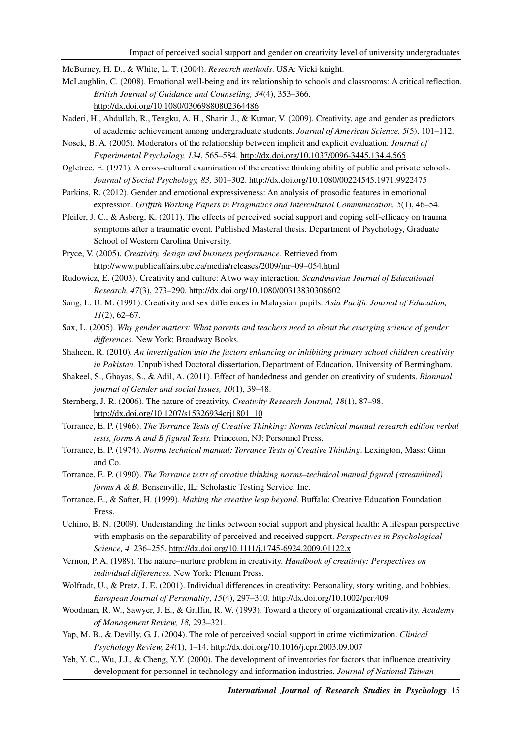McBurney, H. D., & White, L. T. (2004). *Research methods*. USA: Vicki knight.

McLaughlin, C. (2008). Emotional well-being and its relationship to schools and classrooms: A critical reflection. *British Journal of Guidance and Counseling, 34*(4), 353–366. http://dx.doi.org/10.1080/03069880802364486

Naderi, H., Abdullah, R., Tengku, A. H., Sharir, J., & Kumar, V. (2009). Creativity, age and gender as predictors of academic achievement among undergraduate students. *Journal of American Science, 5*(5), 101–112.

Nosek, B. A. (2005). Moderators of the relationship between implicit and explicit evaluation. *Journal of Experimental Psychology, 134*, 565–584. http://dx.doi.org/10.1037/0096-3445.134.4.565

Ogletree, E. (1971). A cross–cultural examination of the creative thinking ability of public and private schools. *Journal of Social Psychology, 83,* 301–302. http://dx.doi.org/10.1080/00224545.1971.9922475

Parkins, R. (2012). Gender and emotional expressiveness: An analysis of prosodic features in emotional expression. *Griffith Working Papers in Pragmatics and Intercultural Communication, 5*(1), 46–54.

Pfeifer, J. C., & Asberg, K. (2011). The effects of perceived social support and coping self-efficacy on trauma symptoms after a traumatic event. Published Masteral thesis. Department of Psychology, Graduate School of Western Carolina University.

Pryce, V. (2005). *Creativity, design and business performance*. Retrieved from http://www.publicaffairs.ubc.ca/media/releases/2009/mr–09–054.html

Rudowicz, E. (2003). Creativity and culture: A two way interaction. *Scandinavian Journal of Educational Research, 47*(3), 273–290. http://dx.doi.org/10.1080/00313830308602

Sang, L. U. M. (1991). Creativity and sex differences in Malaysian pupils. *Asia Pacific Journal of Education, 11*(2), 62–67.

Sax, L. (2005). *Why gender matters: What parents and teachers need to about the emerging science of gender differences.* New York: Broadway Books.

Shaheen, R. (2010). *An investigation into the factors enhancing or inhibiting primary school children creativity in Pakistan.* Unpublished Doctoral dissertation, Department of Education, University of Bermingham.

Shakeel, S., Ghayas, S., & Adil, A. (2011). Effect of handedness and gender on creativity of students. *Biannual journal of Gender and social Issues, 10*(1), 39–48.

Sternberg, J. R. (2006). The nature of creativity. *Creativity Research Journal, 18*(1), 87–98. http://dx.doi.org/10.1207/s15326934crj1801_10

Torrance, E. P. (1966). *The Torrance Tests of Creative Thinking: Norms technical manual research edition verbal tests, forms A and B figural Tests.* Princeton, NJ: Personnel Press.

Torrance, E. P. (1974). *Norms technical manual: Torrance Tests of Creative Thinking*. Lexington, Mass: Ginn and Co.

Torrance, E. P. (1990). *The Torrance tests of creative thinking norms–technical manual figural (streamlined) forms A & B.* Bensenville, IL: Scholastic Testing Service, Inc.

Torrance, E., & Safter, H. (1999). *Making the creative leap beyond.* Buffalo: Creative Education Foundation Press.

Uchino, B. N. (2009). Understanding the links between social support and physical health: A lifespan perspective with emphasis on the separability of perceived and received support. *Perspectives in Psychological Science, 4,* 236–255. http://dx.doi.org/10.1111/j.1745-6924.2009.01122.x

Vernon, P. A. (1989). The nature–nurture problem in creativity. *Handbook of creativity: Perspectives on individual differences.* New York: Plenum Press.

Wolfradt, U., & Pretz, J. E. (2001). Individual differences in creativity: Personality, story writing, and hobbies. *European Journal of Personality*, *15*(4), 297–310. http://dx.doi.org/10.1002/per.409

Woodman, R. W., Sawyer, J. E., & Griffin, R. W. (1993). Toward a theory of organizational creativity. *Academy of Management Review, 18,* 293–321.

Yap, M. B., & Devilly, G. J. (2004). The role of perceived social support in crime victimization. *Clinical Psychology Review, 24*(1), 1–14. http://dx.doi.org/10.1016/j.cpr.2003.09.007

Yeh, Y. C., Wu, J.J., & Cheng, Y.Y. (2000). The development of inventories for factors that influence creativity development for personnel in technology and information industries. *Journal of National Taiwan*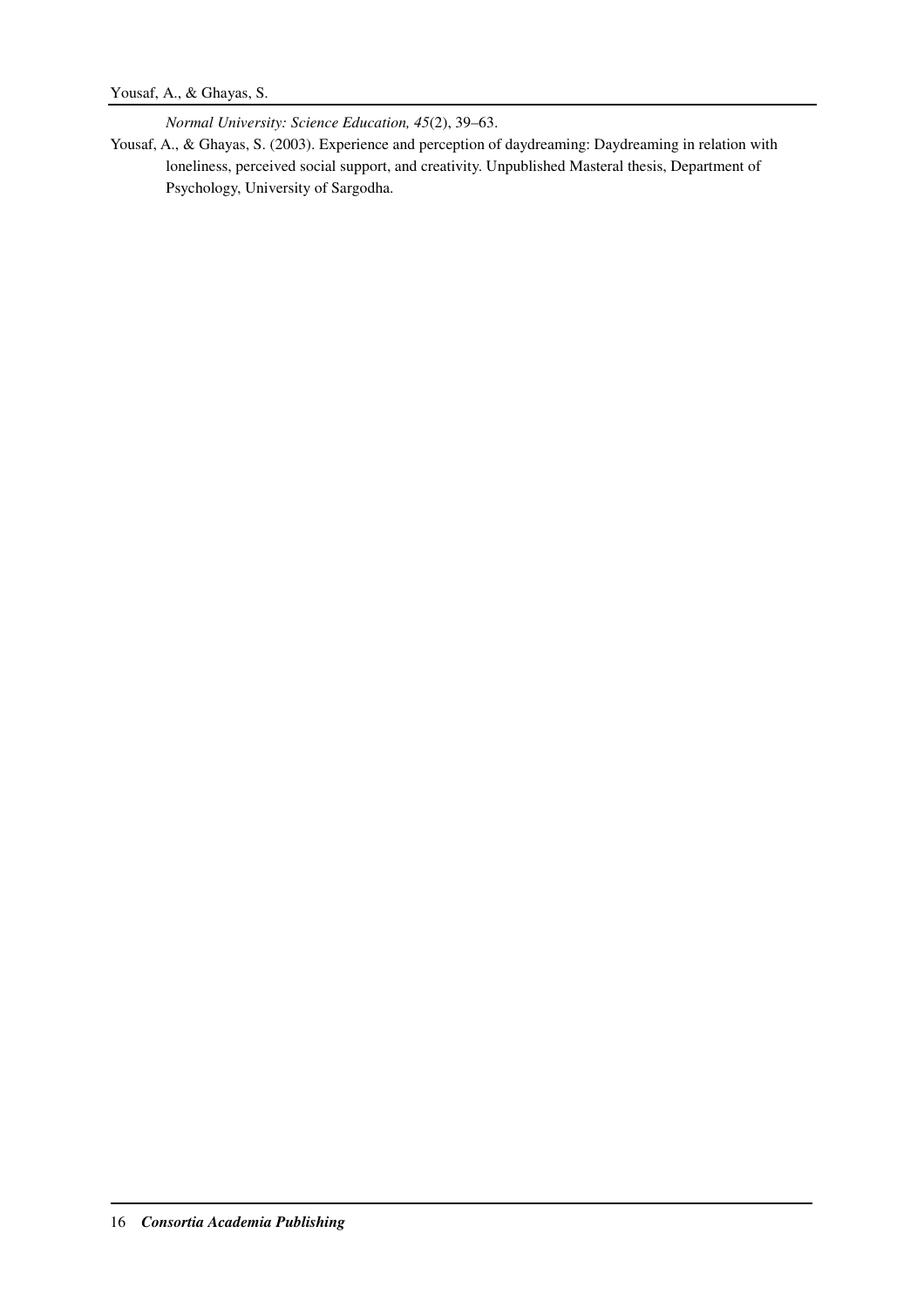*Normal University: Science Education, 45*(2), 39–63.

Yousaf, A., & Ghayas, S. (2003). Experience and perception of daydreaming: Daydreaming in relation with loneliness, perceived social support, and creativity. Unpublished Masteral thesis, Department of Psychology, University of Sargodha.